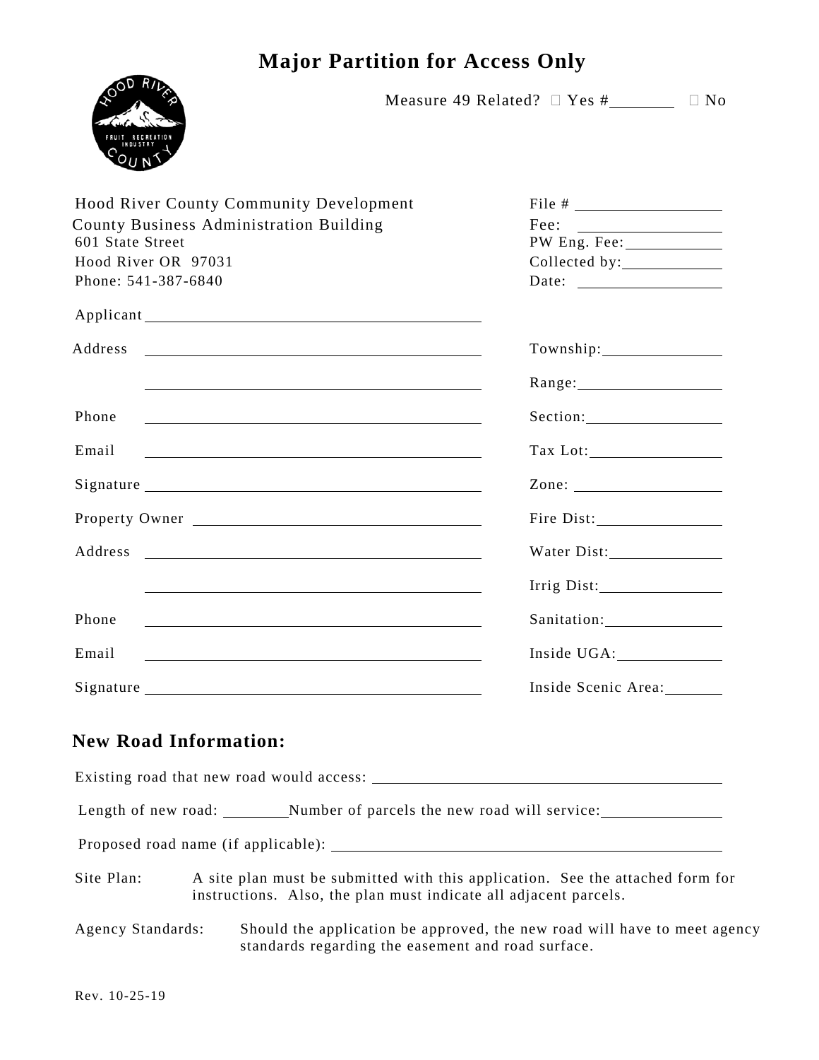# Major Partition for Access Only

Measure 49 Related? ☐ Yes #________ ☐ No

| | |
|---|---|
| Hood River County Community Development | File # ____________ |
| County Business Administration Building | Fee: ____________ |
| 601 State Street | PW Eng. Fee: ____________ |
| Hood River OR 97031 | Collected by: ____________ |
| Phone: 541-387-6840 | Date: ____________ |

| | |
|---|---|
| Applicant ____________________ | |
| Address ____________________ | Township: ____________ |
| ____________________ | Range: ____________ |
| Phone ____________________ | Section: ____________ |
| Email ____________________ | Tax Lot: ____________ |
| Signature ____________________ | Zone: ____________ |
| Property Owner ____________________ | Fire Dist: ____________ |
| Address ____________________ | Water Dist: ____________ |
| ____________________ | Irrig Dist: ____________ |
| Phone ____________________ | Sanitation: ____________ |
| Email ____________________ | Inside UGA: ____________ |
| Signature ____________________ | Inside Scenic Area: ________ |

## New Road Information:

Existing road that new road would access: ____________________

Length of new road: ________ Number of parcels the new road will service: ____________

Proposed road name (if applicable): ____________________

Site Plan: A site plan must be submitted with this application. See the attached form for instructions. Also, the plan must indicate all adjacent parcels.

Agency Standards: Should the application be approved, the new road will have to meet agency standards regarding the easement and road surface.

Rev. 10-25-19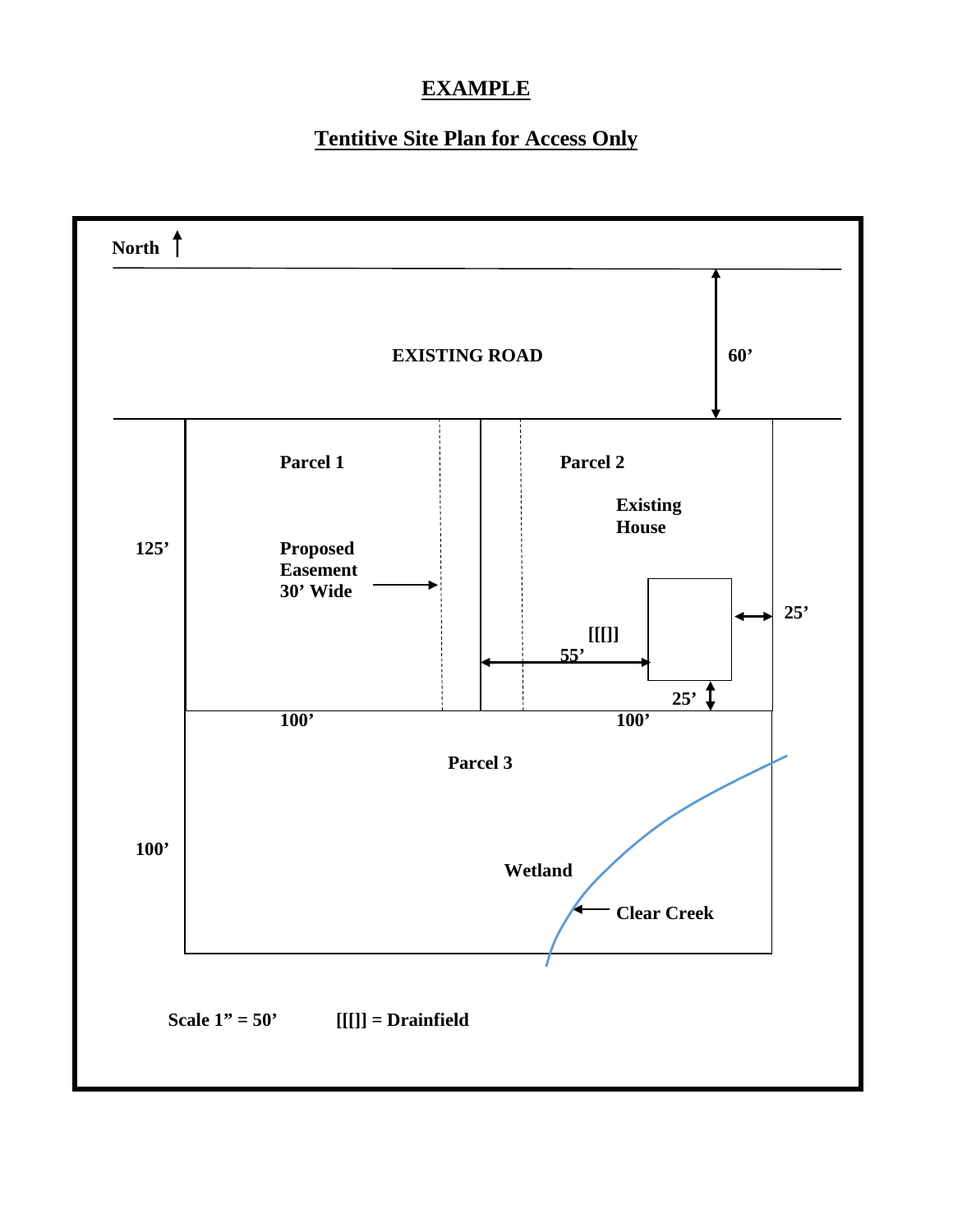# EXAMPLE

## Tentitive Site Plan for Access Only

North

EXISTING ROAD

60'

Parcel 1

Parcel 2

Existing House

125'

Proposed Easement 30' Wide

25'

[[[]]

55'

25'

100'

100'

Parcel 3

100'

Wetland

Clear Creek

Scale 1" = 50'

[[[]] = Drainfield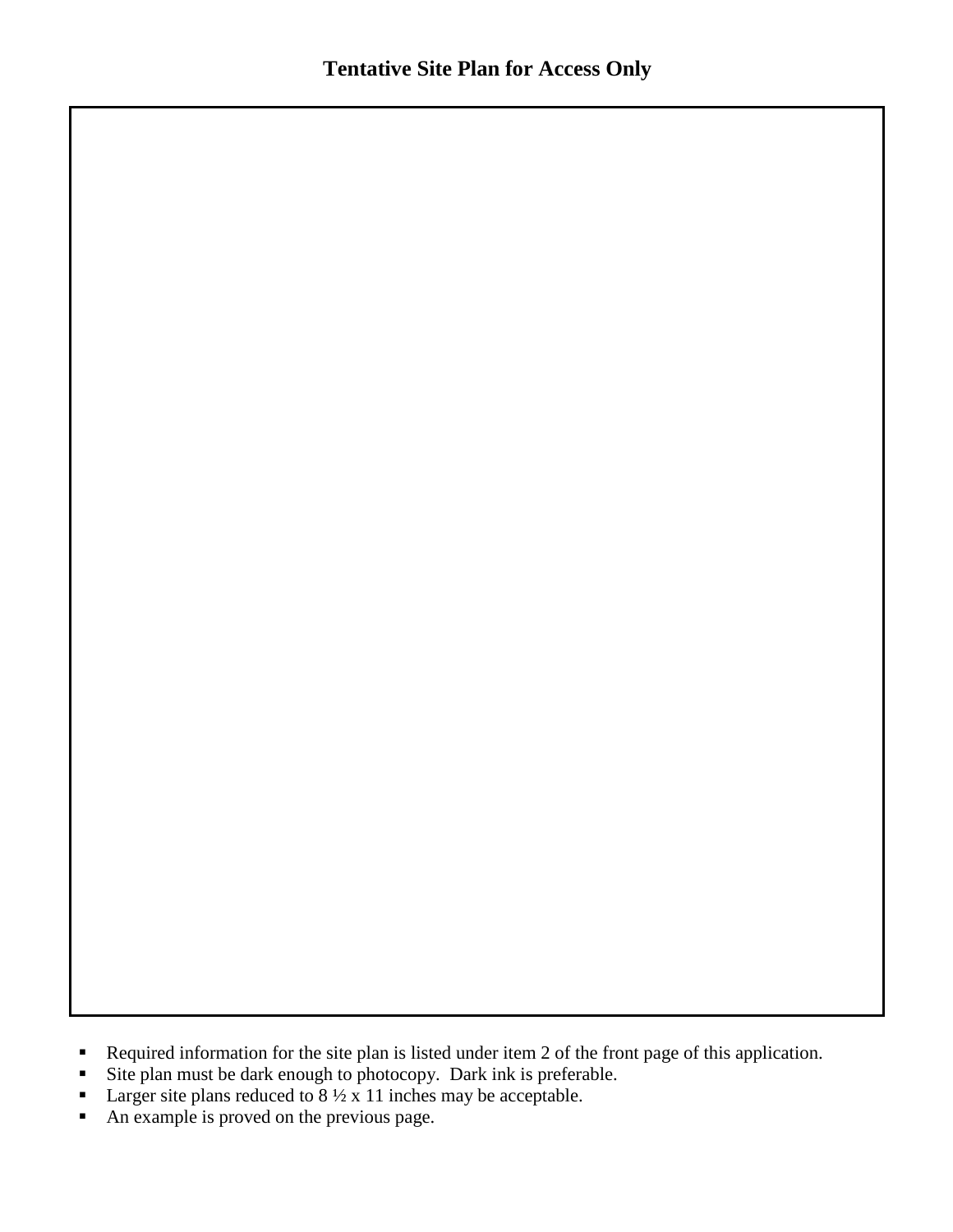# Tentative Site Plan for Access Only

- Required information for the site plan is listed under item 2 of the front page of this application.
- Site plan must be dark enough to photocopy. Dark ink is preferable.
- Larger site plans reduced to 8 ½ x 11 inches may be acceptable.
- An example is proved on the previous page.